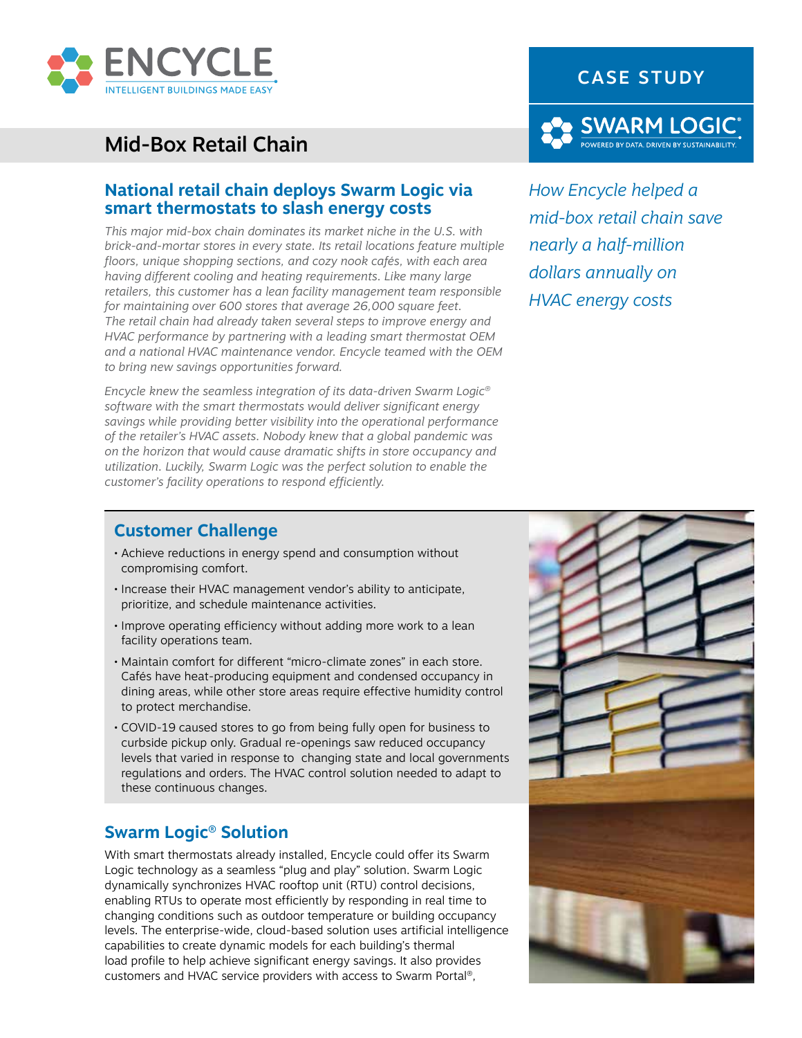ENCYCLE

INTELLIGENT BUILDINGS MADE EASY

CASE STUDY

SWARM LOGIC®

POWERED BY DATA. DRIVEN BY SUSTAINABILITY.

# Mid-Box Retail Chain

*How Encycle helped a mid-box retail chain save nearly a half-million dollars annually on HVAC energy costs*

## National retail chain deploys Swarm Logic via smart thermostats to slash energy costs

*This major mid-box chain dominates its market niche in the U.S. with brick-and-mortar stores in every state. Its retail locations feature multiple floors, unique shopping sections, and cozy nook cafés, with each area having different cooling and heating requirements. Like many large retailers, this customer has a lean facility management team responsible for maintaining over 600 stores that average 26,000 square feet. The retail chain had already taken several steps to improve energy and HVAC performance by partnering with a leading smart thermostat OEM and a national HVAC maintenance vendor. Encycle teamed with the OEM to bring new savings opportunities forward.*

*Encycle knew the seamless integration of its data-driven Swarm Logic® software with the smart thermostats would deliver significant energy savings while providing better visibility into the operational performance of the retailer's HVAC assets. Nobody knew that a global pandemic was on the horizon that would cause dramatic shifts in store occupancy and utilization. Luckily, Swarm Logic was the perfect solution to enable the customer's facility operations to respond efficiently.*

## Customer Challenge

- Achieve reductions in energy spend and consumption without compromising comfort.
- Increase their HVAC management vendor's ability to anticipate, prioritize, and schedule maintenance activities.
- Improve operating efficiency without adding more work to a lean facility operations team.
- Maintain comfort for different "micro-climate zones" in each store. Cafés have heat-producing equipment and condensed occupancy in dining areas, while other store areas require effective humidity control to protect merchandise.
- COVID-19 caused stores to go from being fully open for business to curbside pickup only. Gradual re-openings saw reduced occupancy levels that varied in response to changing state and local governments regulations and orders. The HVAC control solution needed to adapt to these continuous changes.

## Swarm Logic® Solution

With smart thermostats already installed, Encycle could offer its Swarm Logic technology as a seamless "plug and play" solution. Swarm Logic dynamically synchronizes HVAC rooftop unit (RTU) control decisions, enabling RTUs to operate most efficiently by responding in real time to changing conditions such as outdoor temperature or building occupancy levels. The enterprise-wide, cloud-based solution uses artificial intelligence capabilities to create dynamic models for each building's thermal load profile to help achieve significant energy savings. It also provides customers and HVAC service providers with access to Swarm Portal®,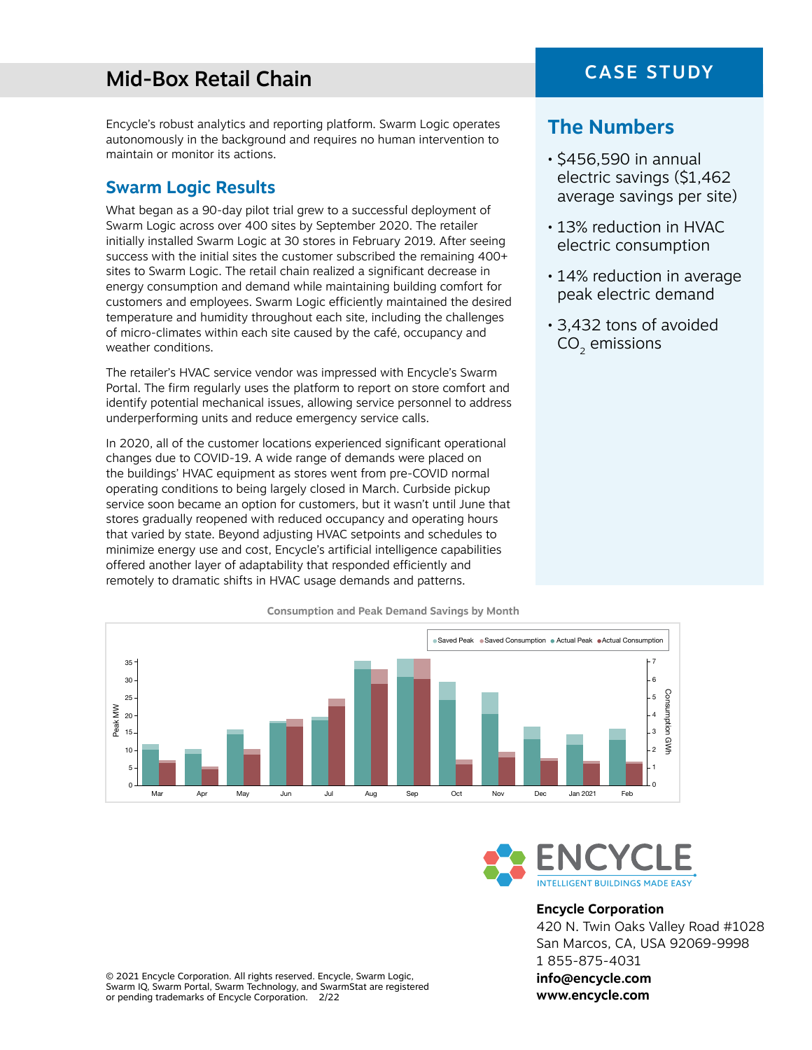# Mid-Box Retail Chain

Encycle's robust analytics and reporting platform. Swarm Logic operates autonomously in the background and requires no human intervention to maintain or monitor its actions.

## Swarm Logic Results

What began as a 90-day pilot trial grew to a successful deployment of Swarm Logic across over 400 sites by September 2020. The retailer initially installed Swarm Logic at 30 stores in February 2019. After seeing success with the initial sites the customer subscribed the remaining 400+ sites to Swarm Logic. The retail chain realized a significant decrease in energy consumption and demand while maintaining building comfort for customers and employees. Swarm Logic efficiently maintained the desired temperature and humidity throughout each site, including the challenges of micro-climates within each site caused by the café, occupancy and weather conditions.

The retailer's HVAC service vendor was impressed with Encycle's Swarm Portal. The firm regularly uses the platform to report on store comfort and identify potential mechanical issues, allowing service personnel to address underperforming units and reduce emergency service calls.

In 2020, all of the customer locations experienced significant operational changes due to COVID-19. A wide range of demands were placed on the buildings' HVAC equipment as stores went from pre-COVID normal operating conditions to being largely closed in March. Curbside pickup service soon became an option for customers, but it wasn't until June that stores gradually reopened with reduced occupancy and operating hours that varied by state. Beyond adjusting HVAC setpoints and schedules to minimize energy use and cost, Encycle's artificial intelligence capabilities offered another layer of adaptability that responded efficiently and remotely to dramatic shifts in HVAC usage demands and patterns.

## CASE STUDY

### The Numbers

- $456,590 in annual electric savings ($1,462 average savings per site)
- 13% reduction in HVAC electric consumption
- 14% reduction in average peak electric demand
- 3,432 tons of avoided $CO_2$ emissions

**Consumption and Peak Demand Savings by Month**

Saved Peak · Saved Consumption · Actual Peak · Actual Consumption

Peak MW: 0, 5, 10, 15, 20, 25, 30, 35

Consumption GWh: 0, 1, 2, 3, 4, 5, 6, 7

Mar, Apr, May, Jun, Jul, Aug, Sep, Oct, Nov, Dec, Jan 2021, Feb

ENCYCLE
INTELLIGENT BUILDINGS MADE EASY

**Encycle Corporation**
420 N. Twin Oaks Valley Road #1028
San Marcos, CA, USA 92069-9998
1 855-875-4031
**info@encycle.com**
**www.encycle.com**

© 2021 Encycle Corporation. All rights reserved. Encycle, Swarm Logic, Swarm IQ, Swarm Portal, Swarm Technology, and SwarmStat are registered or pending trademarks of Encycle Corporation. 2/22